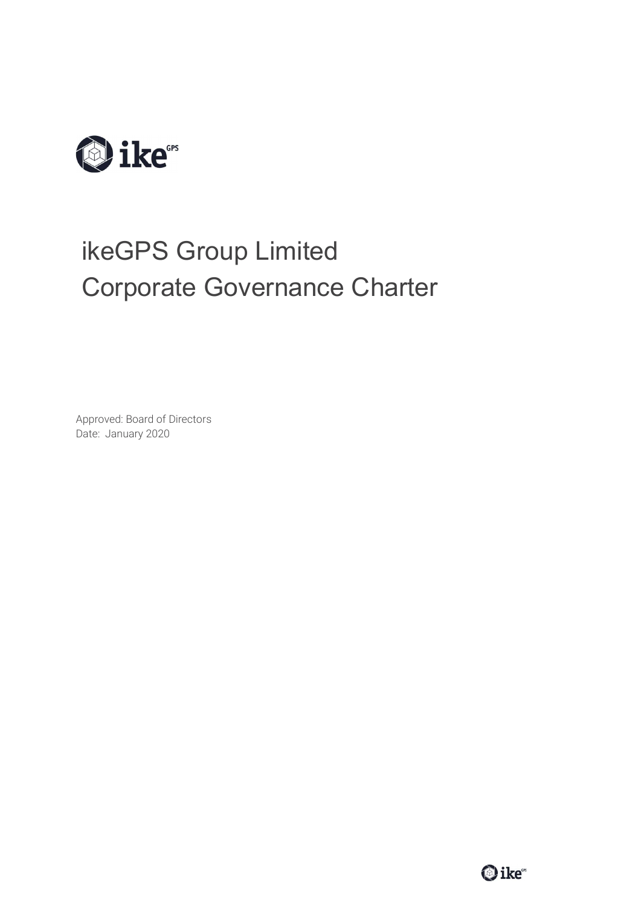# ikeGPS Group Limited
# Corporate Governance Charter

Approved: Board of Directors
Date: January 2020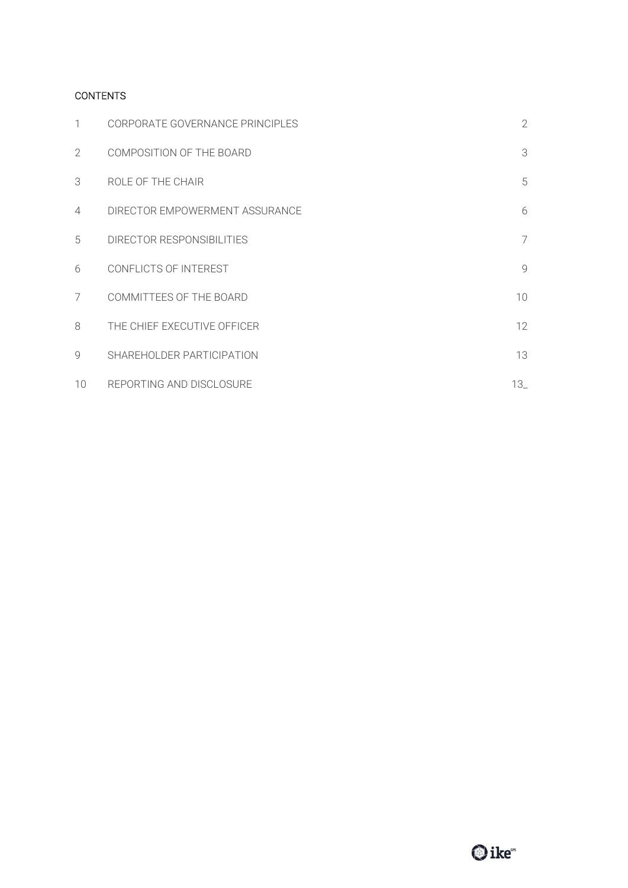CONTENTS

| | | |
|---|---|---|
| 1 | CORPORATE GOVERNANCE PRINCIPLES | 2 |
| 2 | COMPOSITION OF THE BOARD | 3 |
| 3 | ROLE OF THE CHAIR | 5 |
| 4 | DIRECTOR EMPOWERMENT ASSURANCE | 6 |
| 5 | DIRECTOR RESPONSIBILITIES | 7 |
| 6 | CONFLICTS OF INTEREST | 9 |
| 7 | COMMITTEES OF THE BOARD | 10 |
| 8 | THE CHIEF EXECUTIVE OFFICER | 12 |
| 9 | SHAREHOLDER PARTICIPATION | 13 |
| 10 | REPORTING AND DISCLOSURE | 13_ |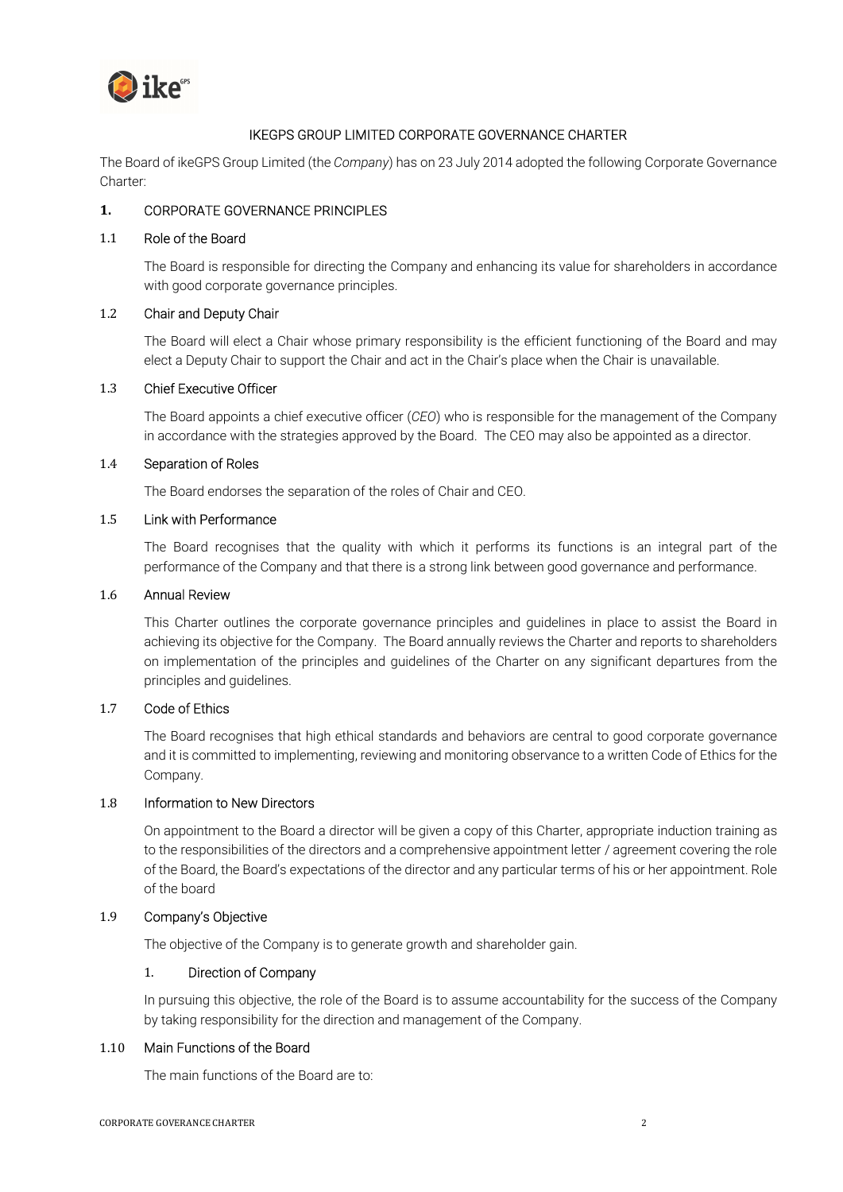# IKEGPS GROUP LIMITED CORPORATE GOVERNANCE CHARTER

The Board of ikeGPS Group Limited (the *Company*) has on 23 July 2014 adopted the following Corporate Governance Charter:

## 1. CORPORATE GOVERNANCE PRINCIPLES

### 1.1 Role of the Board

The Board is responsible for directing the Company and enhancing its value for shareholders in accordance with good corporate governance principles.

### 1.2 Chair and Deputy Chair

The Board will elect a Chair whose primary responsibility is the efficient functioning of the Board and may elect a Deputy Chair to support the Chair and act in the Chair's place when the Chair is unavailable.

### 1.3 Chief Executive Officer

The Board appoints a chief executive officer (*CEO*) who is responsible for the management of the Company in accordance with the strategies approved by the Board. The CEO may also be appointed as a director.

### 1.4 Separation of Roles

The Board endorses the separation of the roles of Chair and CEO.

### 1.5 Link with Performance

The Board recognises that the quality with which it performs its functions is an integral part of the performance of the Company and that there is a strong link between good governance and performance.

### 1.6 Annual Review

This Charter outlines the corporate governance principles and guidelines in place to assist the Board in achieving its objective for the Company. The Board annually reviews the Charter and reports to shareholders on implementation of the principles and guidelines of the Charter on any significant departures from the principles and guidelines.

### 1.7 Code of Ethics

The Board recognises that high ethical standards and behaviors are central to good corporate governance and it is committed to implementing, reviewing and monitoring observance to a written Code of Ethics for the Company.

### 1.8 Information to New Directors

On appointment to the Board a director will be given a copy of this Charter, appropriate induction training as to the responsibilities of the directors and a comprehensive appointment letter / agreement covering the role of the Board, the Board's expectations of the director and any particular terms of his or her appointment. Role of the board

### 1.9 Company's Objective

The objective of the Company is to generate growth and shareholder gain.

#### 1. Direction of Company

In pursuing this objective, the role of the Board is to assume accountability for the success of the Company by taking responsibility for the direction and management of the Company.

### 1.10 Main Functions of the Board

The main functions of the Board are to: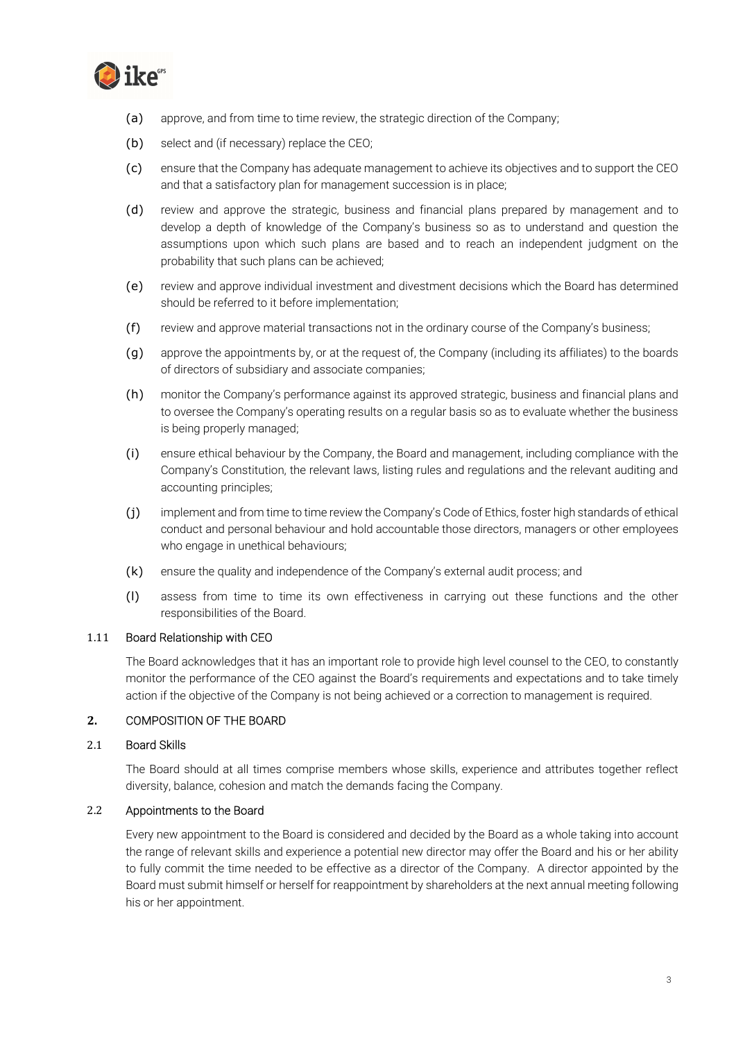(a) approve, and from time to time review, the strategic direction of the Company;

(b) select and (if necessary) replace the CEO;

(c) ensure that the Company has adequate management to achieve its objectives and to support the CEO and that a satisfactory plan for management succession is in place;

(d) review and approve the strategic, business and financial plans prepared by management and to develop a depth of knowledge of the Company's business so as to understand and question the assumptions upon which such plans are based and to reach an independent judgment on the probability that such plans can be achieved;

(e) review and approve individual investment and divestment decisions which the Board has determined should be referred to it before implementation;

(f) review and approve material transactions not in the ordinary course of the Company's business;

(g) approve the appointments by, or at the request of, the Company (including its affiliates) to the boards of directors of subsidiary and associate companies;

(h) monitor the Company's performance against its approved strategic, business and financial plans and to oversee the Company's operating results on a regular basis so as to evaluate whether the business is being properly managed;

(i) ensure ethical behaviour by the Company, the Board and management, including compliance with the Company's Constitution, the relevant laws, listing rules and regulations and the relevant auditing and accounting principles;

(j) implement and from time to time review the Company's Code of Ethics, foster high standards of ethical conduct and personal behaviour and hold accountable those directors, managers or other employees who engage in unethical behaviours;

(k) ensure the quality and independence of the Company's external audit process; and

(l) assess from time to time its own effectiveness in carrying out these functions and the other responsibilities of the Board.

### 1.11 Board Relationship with CEO

The Board acknowledges that it has an important role to provide high level counsel to the CEO, to constantly monitor the performance of the CEO against the Board's requirements and expectations and to take timely action if the objective of the Company is not being achieved or a correction to management is required.

## 2. COMPOSITION OF THE BOARD

### 2.1 Board Skills

The Board should at all times comprise members whose skills, experience and attributes together reflect diversity, balance, cohesion and match the demands facing the Company.

### 2.2 Appointments to the Board

Every new appointment to the Board is considered and decided by the Board as a whole taking into account the range of relevant skills and experience a potential new director may offer the Board and his or her ability to fully commit the time needed to be effective as a director of the Company. A director appointed by the Board must submit himself or herself for reappointment by shareholders at the next annual meeting following his or her appointment.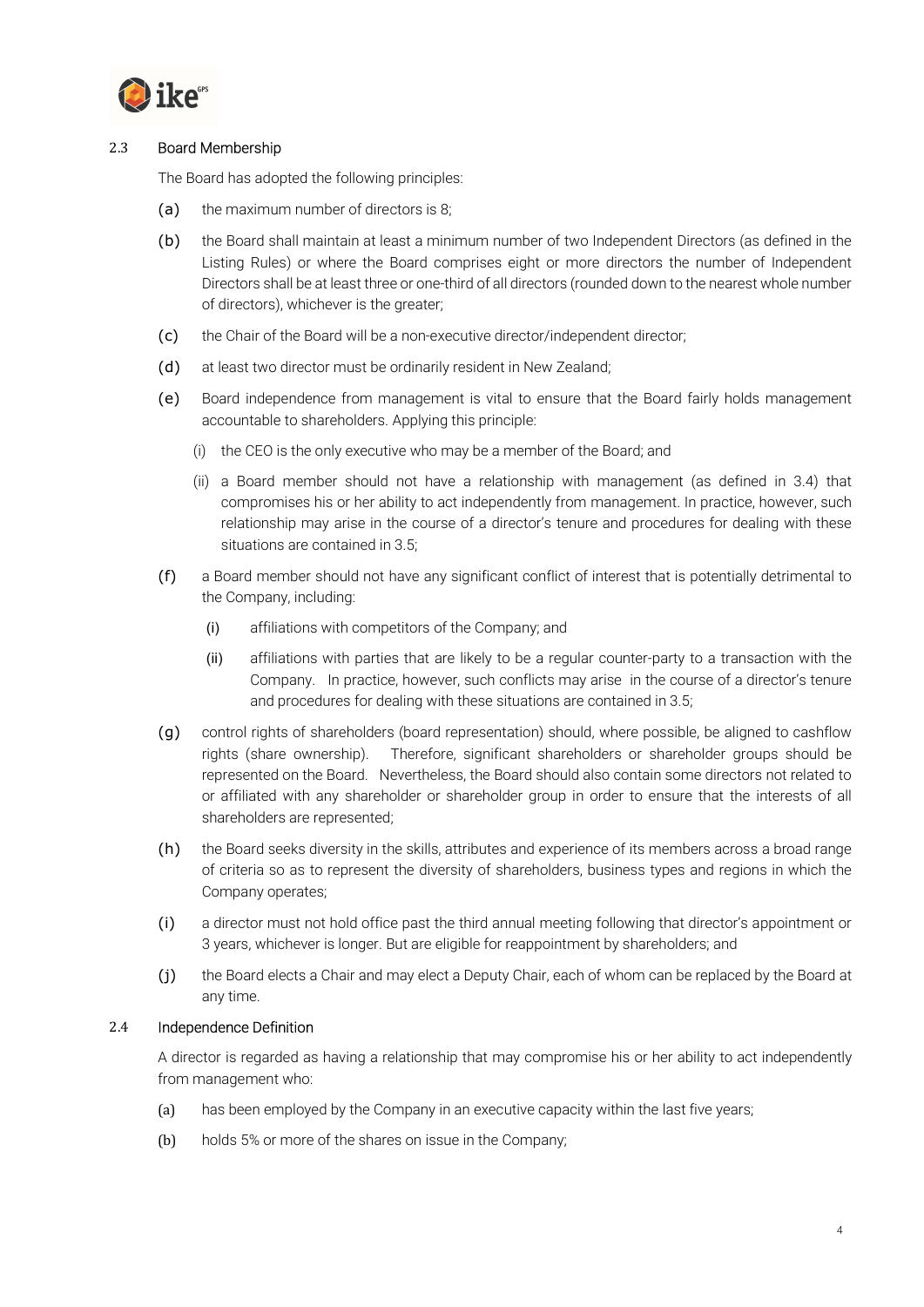### 2.3 Board Membership

The Board has adopted the following principles:

(a) the maximum number of directors is 8;

(b) the Board shall maintain at least a minimum number of two Independent Directors (as defined in the Listing Rules) or where the Board comprises eight or more directors the number of Independent Directors shall be at least three or one-third of all directors (rounded down to the nearest whole number of directors), whichever is the greater;

(c) the Chair of the Board will be a non-executive director/independent director;

(d) at least two director must be ordinarily resident in New Zealand;

(e) Board independence from management is vital to ensure that the Board fairly holds management accountable to shareholders. Applying this principle:

  (i) the CEO is the only executive who may be a member of the Board; and

  (ii) a Board member should not have a relationship with management (as defined in 3.4) that compromises his or her ability to act independently from management. In practice, however, such relationship may arise in the course of a director's tenure and procedures for dealing with these situations are contained in 3.5;

(f) a Board member should not have any significant conflict of interest that is potentially detrimental to the Company, including:

  (i) affiliations with competitors of the Company; and

  (ii) affiliations with parties that are likely to be a regular counter-party to a transaction with the Company. In practice, however, such conflicts may arise in the course of a director's tenure and procedures for dealing with these situations are contained in 3.5;

(g) control rights of shareholders (board representation) should, where possible, be aligned to cashflow rights (share ownership). Therefore, significant shareholders or shareholder groups should be represented on the Board. Nevertheless, the Board should also contain some directors not related to or affiliated with any shareholder or shareholder group in order to ensure that the interests of all shareholders are represented;

(h) the Board seeks diversity in the skills, attributes and experience of its members across a broad range of criteria so as to represent the diversity of shareholders, business types and regions in which the Company operates;

(i) a director must not hold office past the third annual meeting following that director's appointment or 3 years, whichever is longer. But are eligible for reappointment by shareholders; and

(j) the Board elects a Chair and may elect a Deputy Chair, each of whom can be replaced by the Board at any time.

### 2.4 Independence Definition

A director is regarded as having a relationship that may compromise his or her ability to act independently from management who:

(a) has been employed by the Company in an executive capacity within the last five years;

(b) holds 5% or more of the shares on issue in the Company;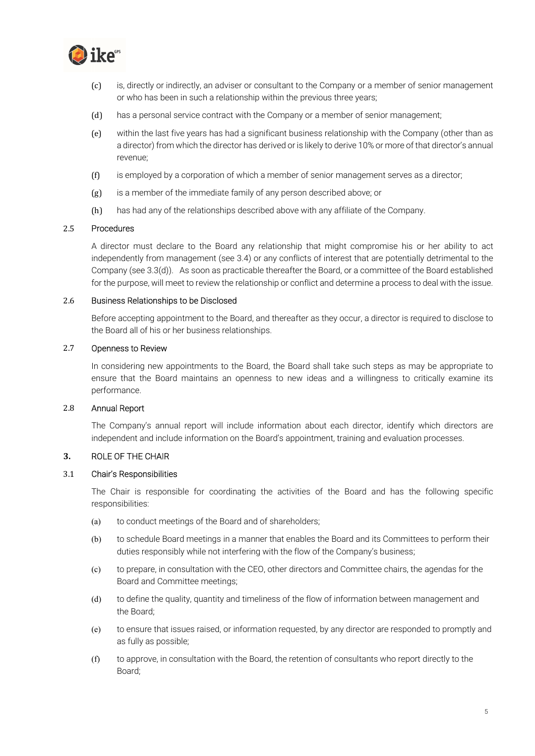(c) is, directly or indirectly, an adviser or consultant to the Company or a member of senior management or who has been in such a relationship within the previous three years;

(d) has a personal service contract with the Company or a member of senior management;

(e) within the last five years has had a significant business relationship with the Company (other than as a director) from which the director has derived or is likely to derive 10% or more of that director's annual revenue;

(f) is employed by a corporation of which a member of senior management serves as a director;

(g) is a member of the immediate family of any person described above; or

(h) has had any of the relationships described above with any affiliate of the Company.

### 2.5 Procedures

A director must declare to the Board any relationship that might compromise his or her ability to act independently from management (see 3.4) or any conflicts of interest that are potentially detrimental to the Company (see 3.3(d)). As soon as practicable thereafter the Board, or a committee of the Board established for the purpose, will meet to review the relationship or conflict and determine a process to deal with the issue.

### 2.6 Business Relationships to be Disclosed

Before accepting appointment to the Board, and thereafter as they occur, a director is required to disclose to the Board all of his or her business relationships.

### 2.7 Openness to Review

In considering new appointments to the Board, the Board shall take such steps as may be appropriate to ensure that the Board maintains an openness to new ideas and a willingness to critically examine its performance.

### 2.8 Annual Report

The Company's annual report will include information about each director, identify which directors are independent and include information on the Board's appointment, training and evaluation processes.

## 3. ROLE OF THE CHAIR

### 3.1 Chair's Responsibilities

The Chair is responsible for coordinating the activities of the Board and has the following specific responsibilities:

(a) to conduct meetings of the Board and of shareholders;

(b) to schedule Board meetings in a manner that enables the Board and its Committees to perform their duties responsibly while not interfering with the flow of the Company's business;

(c) to prepare, in consultation with the CEO, other directors and Committee chairs, the agendas for the Board and Committee meetings;

(d) to define the quality, quantity and timeliness of the flow of information between management and the Board;

(e) to ensure that issues raised, or information requested, by any director are responded to promptly and as fully as possible;

(f) to approve, in consultation with the Board, the retention of consultants who report directly to the Board;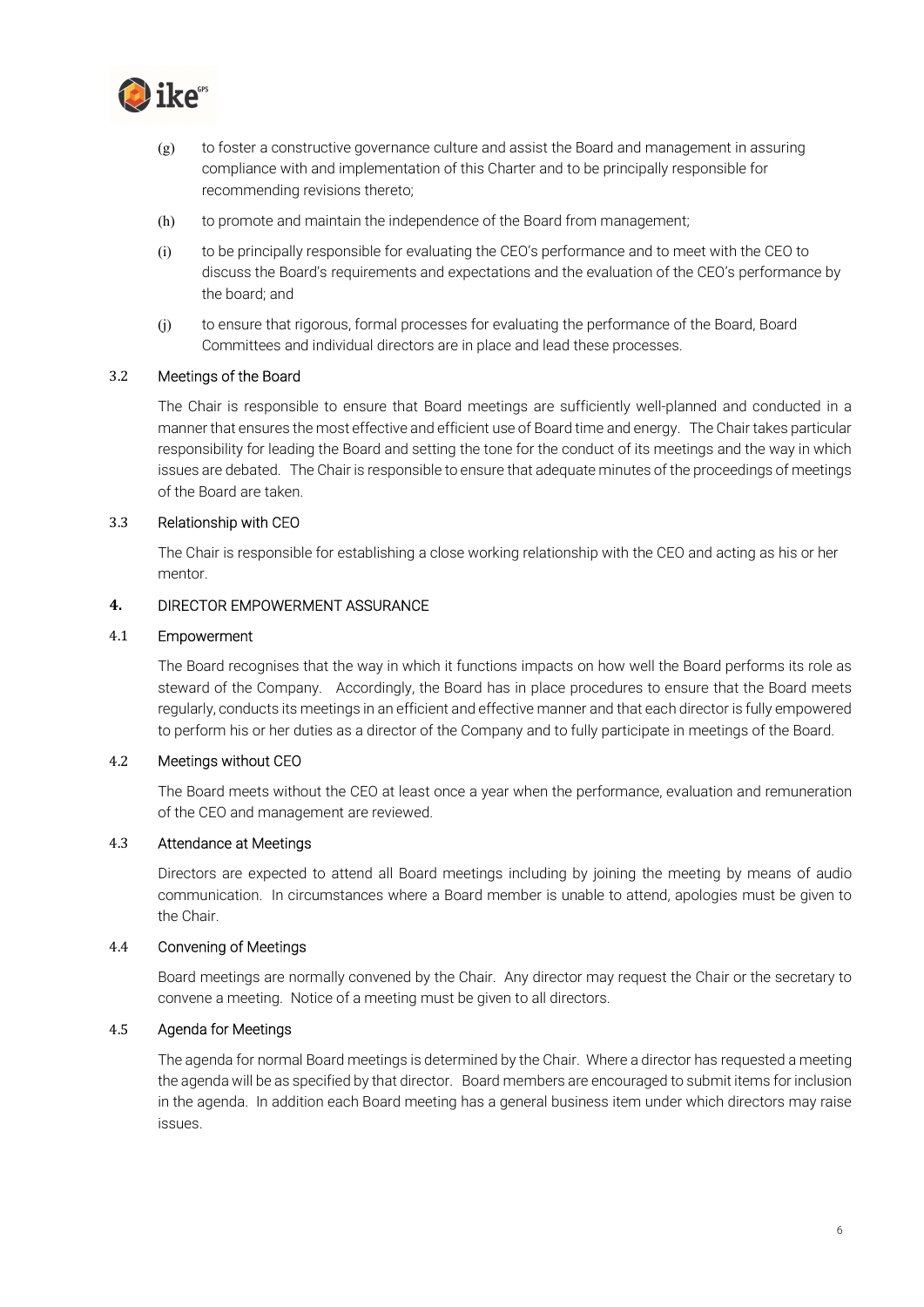(g) to foster a constructive governance culture and assist the Board and management in assuring compliance with and implementation of this Charter and to be principally responsible for recommending revisions thereto;

(h) to promote and maintain the independence of the Board from management;

(i) to be principally responsible for evaluating the CEO's performance and to meet with the CEO to discuss the Board's requirements and expectations and the evaluation of the CEO's performance by the board; and

(j) to ensure that rigorous, formal processes for evaluating the performance of the Board, Board Committees and individual directors are in place and lead these processes.

### 3.2 Meetings of the Board

The Chair is responsible to ensure that Board meetings are sufficiently well-planned and conducted in a manner that ensures the most effective and efficient use of Board time and energy. The Chair takes particular responsibility for leading the Board and setting the tone for the conduct of its meetings and the way in which issues are debated. The Chair is responsible to ensure that adequate minutes of the proceedings of meetings of the Board are taken.

### 3.3 Relationship with CEO

The Chair is responsible for establishing a close working relationship with the CEO and acting as his or her mentor.

## 4. DIRECTOR EMPOWERMENT ASSURANCE

### 4.1 Empowerment

The Board recognises that the way in which it functions impacts on how well the Board performs its role as steward of the Company. Accordingly, the Board has in place procedures to ensure that the Board meets regularly, conducts its meetings in an efficient and effective manner and that each director is fully empowered to perform his or her duties as a director of the Company and to fully participate in meetings of the Board.

### 4.2 Meetings without CEO

The Board meets without the CEO at least once a year when the performance, evaluation and remuneration of the CEO and management are reviewed.

### 4.3 Attendance at Meetings

Directors are expected to attend all Board meetings including by joining the meeting by means of audio communication. In circumstances where a Board member is unable to attend, apologies must be given to the Chair.

### 4.4 Convening of Meetings

Board meetings are normally convened by the Chair. Any director may request the Chair or the secretary to convene a meeting. Notice of a meeting must be given to all directors.

### 4.5 Agenda for Meetings

The agenda for normal Board meetings is determined by the Chair. Where a director has requested a meeting the agenda will be as specified by that director. Board members are encouraged to submit items for inclusion in the agenda. In addition each Board meeting has a general business item under which directors may raise issues.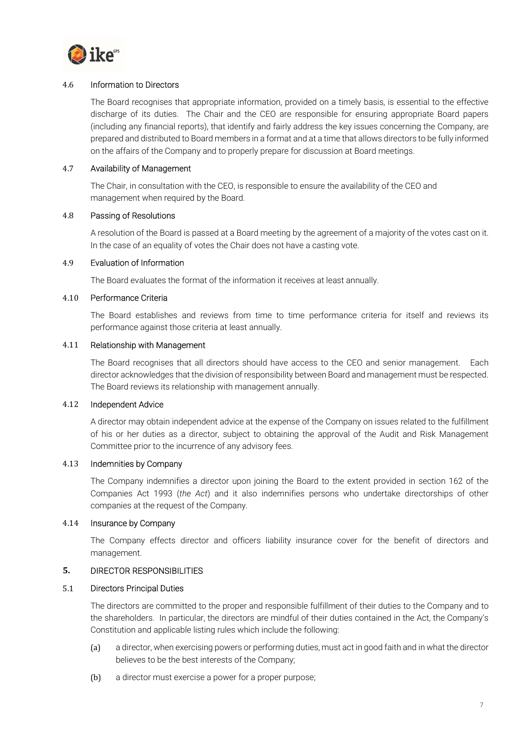### 4.6 Information to Directors

The Board recognises that appropriate information, provided on a timely basis, is essential to the effective discharge of its duties. The Chair and the CEO are responsible for ensuring appropriate Board papers (including any financial reports), that identify and fairly address the key issues concerning the Company, are prepared and distributed to Board members in a format and at a time that allows directors to be fully informed on the affairs of the Company and to properly prepare for discussion at Board meetings.

### 4.7 Availability of Management

The Chair, in consultation with the CEO, is responsible to ensure the availability of the CEO and management when required by the Board.

### 4.8 Passing of Resolutions

A resolution of the Board is passed at a Board meeting by the agreement of a majority of the votes cast on it. In the case of an equality of votes the Chair does not have a casting vote.

### 4.9 Evaluation of Information

The Board evaluates the format of the information it receives at least annually.

### 4.10 Performance Criteria

The Board establishes and reviews from time to time performance criteria for itself and reviews its performance against those criteria at least annually.

### 4.11 Relationship with Management

The Board recognises that all directors should have access to the CEO and senior management. Each director acknowledges that the division of responsibility between Board and management must be respected. The Board reviews its relationship with management annually.

### 4.12 Independent Advice

A director may obtain independent advice at the expense of the Company on issues related to the fulfillment of his or her duties as a director, subject to obtaining the approval of the Audit and Risk Management Committee prior to the incurrence of any advisory fees.

### 4.13 Indemnities by Company

The Company indemnifies a director upon joining the Board to the extent provided in section 162 of the Companies Act 1993 (*the Act*) and it also indemnifies persons who undertake directorships of other companies at the request of the Company.

### 4.14 Insurance by Company

The Company effects director and officers liability insurance cover for the benefit of directors and management.

## 5. DIRECTOR RESPONSIBILITIES

### 5.1 Directors Principal Duties

The directors are committed to the proper and responsible fulfillment of their duties to the Company and to the shareholders. In particular, the directors are mindful of their duties contained in the Act, the Company's Constitution and applicable listing rules which include the following:

(a) a director, when exercising powers or performing duties, must act in good faith and in what the director believes to be the best interests of the Company;

(b) a director must exercise a power for a proper purpose;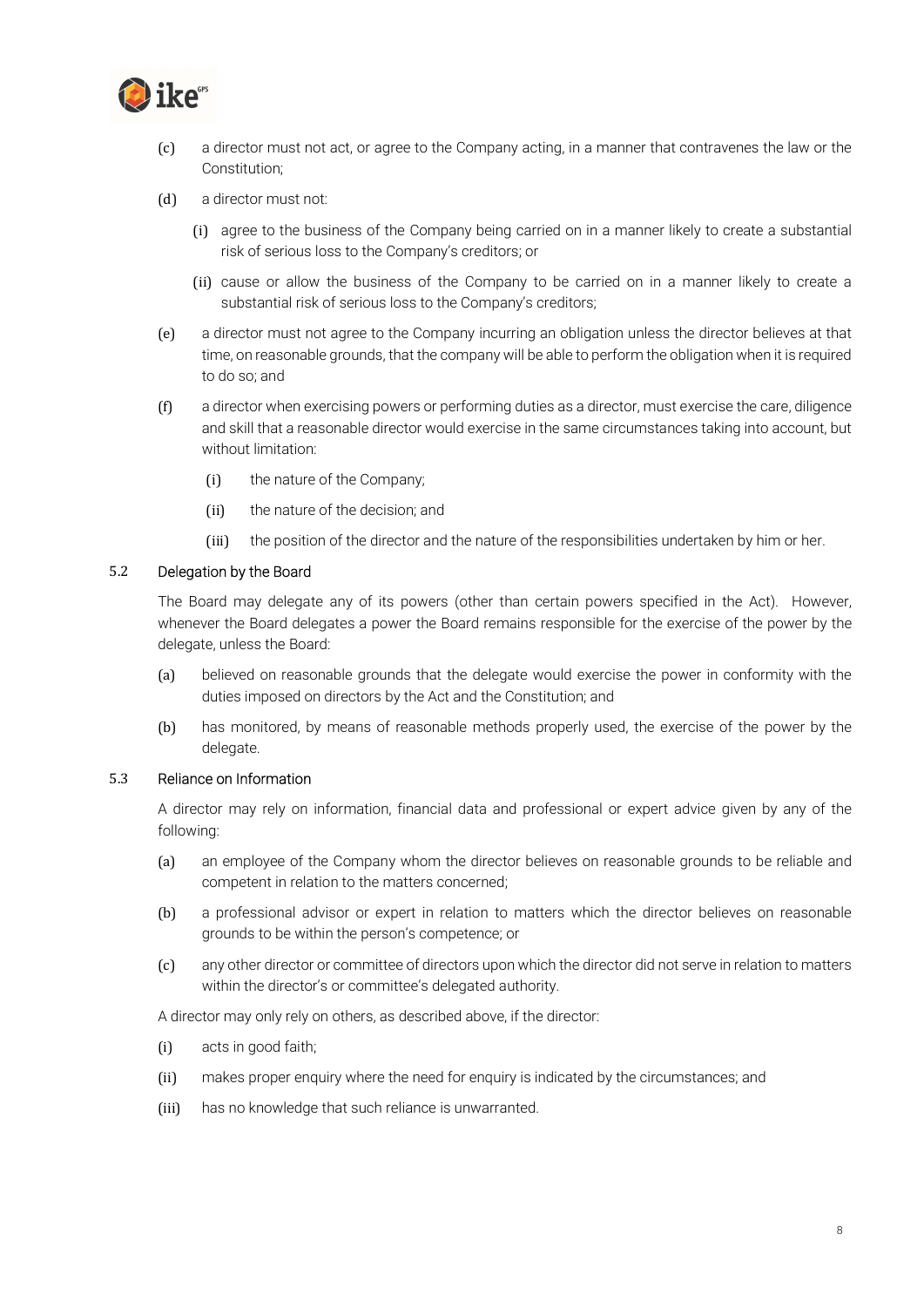(c) a director must not act, or agree to the Company acting, in a manner that contravenes the law or the Constitution;

(d) a director must not:

  (i) agree to the business of the Company being carried on in a manner likely to create a substantial risk of serious loss to the Company's creditors; or

  (ii) cause or allow the business of the Company to be carried on in a manner likely to create a substantial risk of serious loss to the Company's creditors;

(e) a director must not agree to the Company incurring an obligation unless the director believes at that time, on reasonable grounds, that the company will be able to perform the obligation when it is required to do so; and

(f) a director when exercising powers or performing duties as a director, must exercise the care, diligence and skill that a reasonable director would exercise in the same circumstances taking into account, but without limitation:

  (i) the nature of the Company;

  (ii) the nature of the decision; and

  (iii) the position of the director and the nature of the responsibilities undertaken by him or her.

### 5.2 Delegation by the Board

The Board may delegate any of its powers (other than certain powers specified in the Act). However, whenever the Board delegates a power the Board remains responsible for the exercise of the power by the delegate, unless the Board:

(a) believed on reasonable grounds that the delegate would exercise the power in conformity with the duties imposed on directors by the Act and the Constitution; and

(b) has monitored, by means of reasonable methods properly used, the exercise of the power by the delegate.

### 5.3 Reliance on Information

A director may rely on information, financial data and professional or expert advice given by any of the following:

(a) an employee of the Company whom the director believes on reasonable grounds to be reliable and competent in relation to the matters concerned;

(b) a professional advisor or expert in relation to matters which the director believes on reasonable grounds to be within the person's competence; or

(c) any other director or committee of directors upon which the director did not serve in relation to matters within the director's or committee's delegated authority.

A director may only rely on others, as described above, if the director:

(i) acts in good faith;

(ii) makes proper enquiry where the need for enquiry is indicated by the circumstances; and

(iii) has no knowledge that such reliance is unwarranted.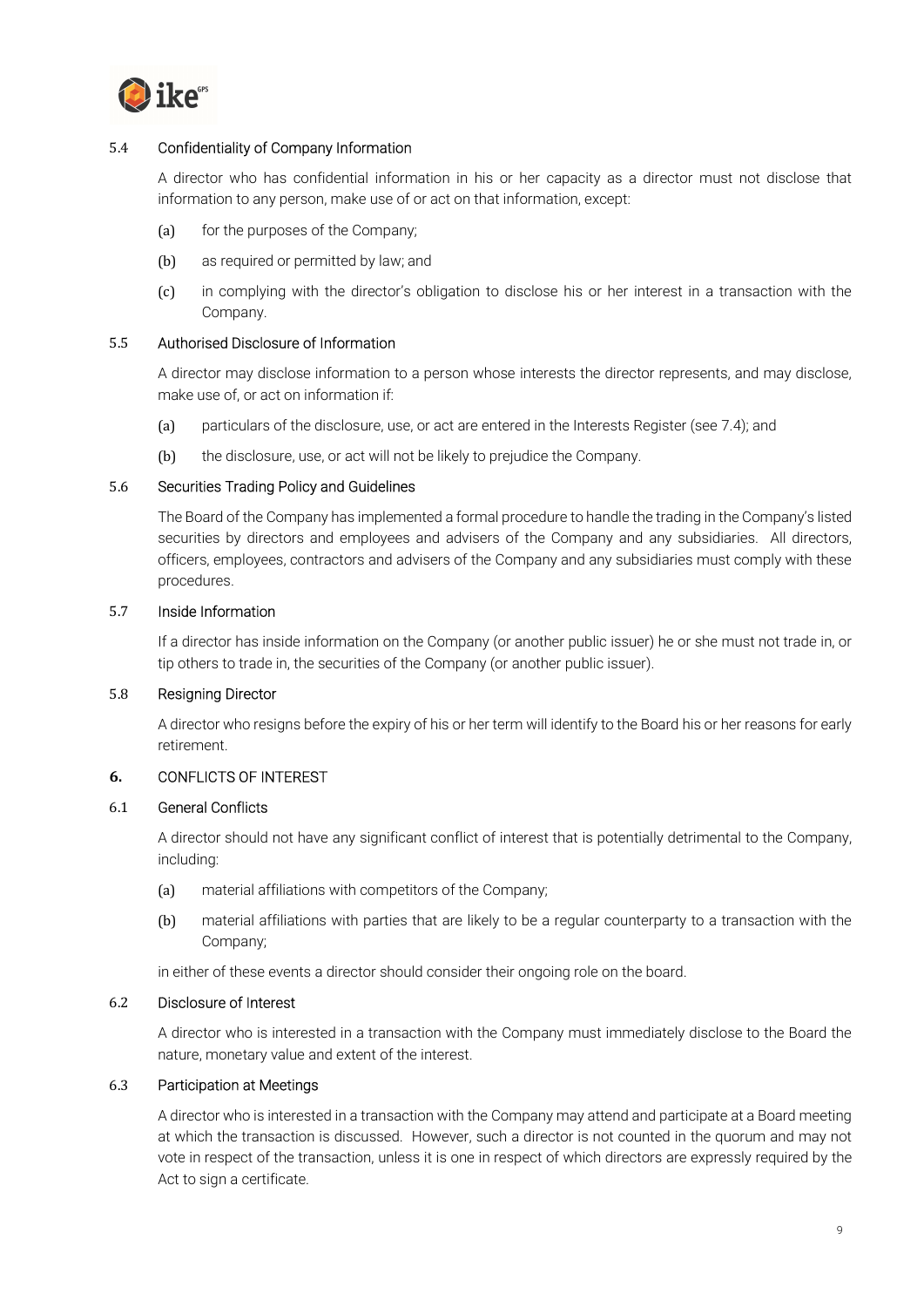### 5.4 Confidentiality of Company Information

A director who has confidential information in his or her capacity as a director must not disclose that information to any person, make use of or act on that information, except:

(a) for the purposes of the Company;

(b) as required or permitted by law; and

(c) in complying with the director's obligation to disclose his or her interest in a transaction with the Company.

### 5.5 Authorised Disclosure of Information

A director may disclose information to a person whose interests the director represents, and may disclose, make use of, or act on information if:

(a) particulars of the disclosure, use, or act are entered in the Interests Register (see 7.4); and

(b) the disclosure, use, or act will not be likely to prejudice the Company.

### 5.6 Securities Trading Policy and Guidelines

The Board of the Company has implemented a formal procedure to handle the trading in the Company's listed securities by directors and employees and advisers of the Company and any subsidiaries. All directors, officers, employees, contractors and advisers of the Company and any subsidiaries must comply with these procedures.

### 5.7 Inside Information

If a director has inside information on the Company (or another public issuer) he or she must not trade in, or tip others to trade in, the securities of the Company (or another public issuer).

### 5.8 Resigning Director

A director who resigns before the expiry of his or her term will identify to the Board his or her reasons for early retirement.

## 6. CONFLICTS OF INTEREST

### 6.1 General Conflicts

A director should not have any significant conflict of interest that is potentially detrimental to the Company, including:

(a) material affiliations with competitors of the Company;

(b) material affiliations with parties that are likely to be a regular counterparty to a transaction with the Company;

in either of these events a director should consider their ongoing role on the board.

### 6.2 Disclosure of Interest

A director who is interested in a transaction with the Company must immediately disclose to the Board the nature, monetary value and extent of the interest.

### 6.3 Participation at Meetings

A director who is interested in a transaction with the Company may attend and participate at a Board meeting at which the transaction is discussed. However, such a director is not counted in the quorum and may not vote in respect of the transaction, unless it is one in respect of which directors are expressly required by the Act to sign a certificate.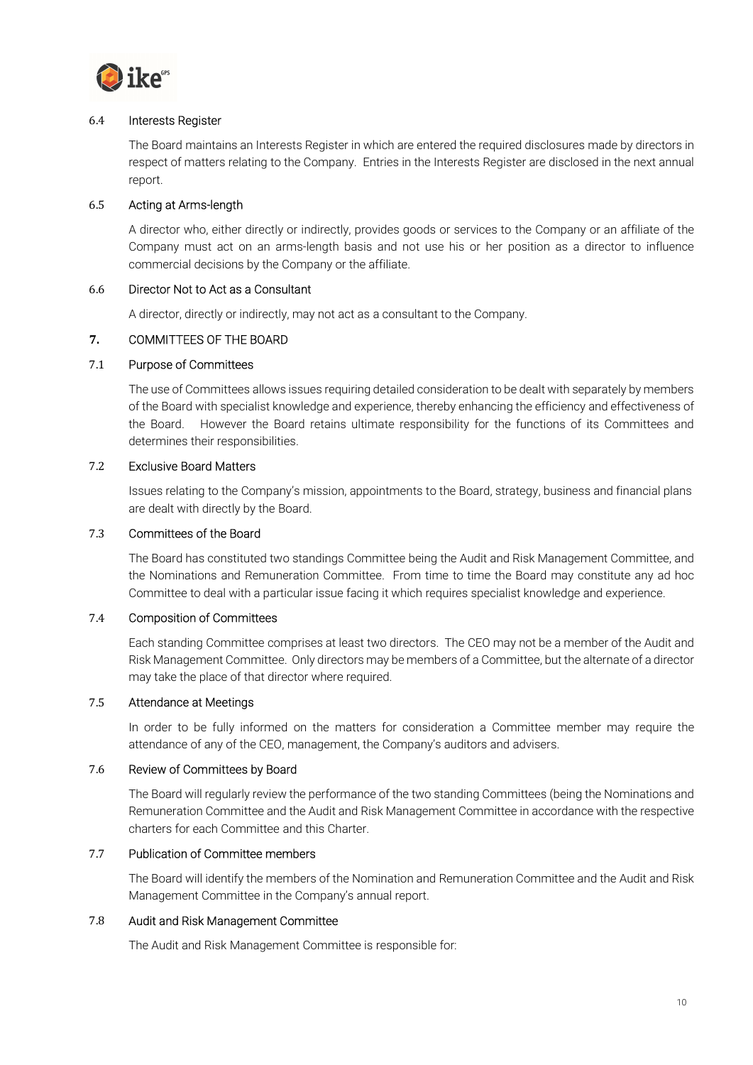### 6.4 Interests Register

The Board maintains an Interests Register in which are entered the required disclosures made by directors in respect of matters relating to the Company. Entries in the Interests Register are disclosed in the next annual report.

### 6.5 Acting at Arms-length

A director who, either directly or indirectly, provides goods or services to the Company or an affiliate of the Company must act on an arms-length basis and not use his or her position as a director to influence commercial decisions by the Company or the affiliate.

### 6.6 Director Not to Act as a Consultant

A director, directly or indirectly, may not act as a consultant to the Company.

## 7. COMMITTEES OF THE BOARD

### 7.1 Purpose of Committees

The use of Committees allows issues requiring detailed consideration to be dealt with separately by members of the Board with specialist knowledge and experience, thereby enhancing the efficiency and effectiveness of the Board. However the Board retains ultimate responsibility for the functions of its Committees and determines their responsibilities.

### 7.2 Exclusive Board Matters

Issues relating to the Company's mission, appointments to the Board, strategy, business and financial plans are dealt with directly by the Board.

### 7.3 Committees of the Board

The Board has constituted two standings Committee being the Audit and Risk Management Committee, and the Nominations and Remuneration Committee. From time to time the Board may constitute any ad hoc Committee to deal with a particular issue facing it which requires specialist knowledge and experience.

### 7.4 Composition of Committees

Each standing Committee comprises at least two directors. The CEO may not be a member of the Audit and Risk Management Committee. Only directors may be members of a Committee, but the alternate of a director may take the place of that director where required.

### 7.5 Attendance at Meetings

In order to be fully informed on the matters for consideration a Committee member may require the attendance of any of the CEO, management, the Company's auditors and advisers.

### 7.6 Review of Committees by Board

The Board will regularly review the performance of the two standing Committees (being the Nominations and Remuneration Committee and the Audit and Risk Management Committee in accordance with the respective charters for each Committee and this Charter.

### 7.7 Publication of Committee members

The Board will identify the members of the Nomination and Remuneration Committee and the Audit and Risk Management Committee in the Company's annual report.

### 7.8 Audit and Risk Management Committee

The Audit and Risk Management Committee is responsible for: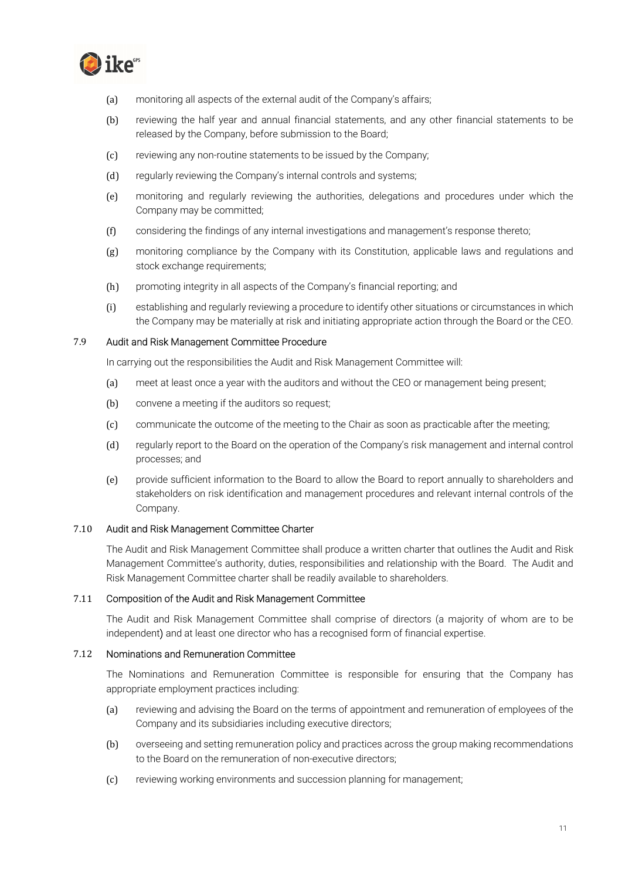(a) monitoring all aspects of the external audit of the Company's affairs;

(b) reviewing the half year and annual financial statements, and any other financial statements to be released by the Company, before submission to the Board;

(c) reviewing any non-routine statements to be issued by the Company;

(d) regularly reviewing the Company's internal controls and systems;

(e) monitoring and regularly reviewing the authorities, delegations and procedures under which the Company may be committed;

(f) considering the findings of any internal investigations and management's response thereto;

(g) monitoring compliance by the Company with its Constitution, applicable laws and regulations and stock exchange requirements;

(h) promoting integrity in all aspects of the Company's financial reporting; and

(i) establishing and regularly reviewing a procedure to identify other situations or circumstances in which the Company may be materially at risk and initiating appropriate action through the Board or the CEO.

### 7.9 Audit and Risk Management Committee Procedure

In carrying out the responsibilities the Audit and Risk Management Committee will:

(a) meet at least once a year with the auditors and without the CEO or management being present;

(b) convene a meeting if the auditors so request;

(c) communicate the outcome of the meeting to the Chair as soon as practicable after the meeting;

(d) regularly report to the Board on the operation of the Company's risk management and internal control processes; and

(e) provide sufficient information to the Board to allow the Board to report annually to shareholders and stakeholders on risk identification and management procedures and relevant internal controls of the Company.

### 7.10 Audit and Risk Management Committee Charter

The Audit and Risk Management Committee shall produce a written charter that outlines the Audit and Risk Management Committee's authority, duties, responsibilities and relationship with the Board. The Audit and Risk Management Committee charter shall be readily available to shareholders.

### 7.11 Composition of the Audit and Risk Management Committee

The Audit and Risk Management Committee shall comprise of directors (a majority of whom are to be independent) and at least one director who has a recognised form of financial expertise.

### 7.12 Nominations and Remuneration Committee

The Nominations and Remuneration Committee is responsible for ensuring that the Company has appropriate employment practices including:

(a) reviewing and advising the Board on the terms of appointment and remuneration of employees of the Company and its subsidiaries including executive directors;

(b) overseeing and setting remuneration policy and practices across the group making recommendations to the Board on the remuneration of non-executive directors;

(c) reviewing working environments and succession planning for management;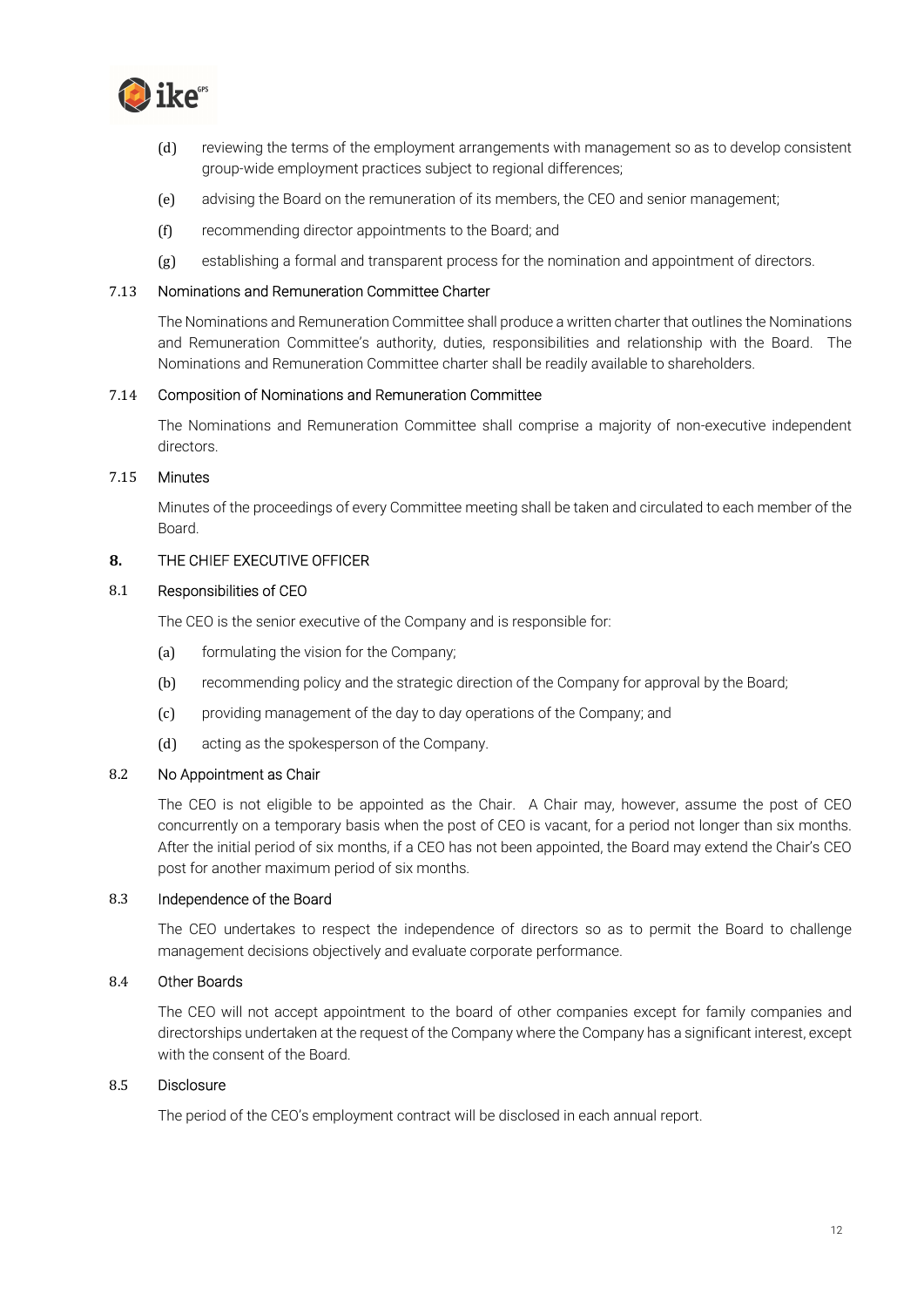(d) reviewing the terms of the employment arrangements with management so as to develop consistent group-wide employment practices subject to regional differences;

(e) advising the Board on the remuneration of its members, the CEO and senior management;

(f) recommending director appointments to the Board; and

(g) establishing a formal and transparent process for the nomination and appointment of directors.

### 7.13 Nominations and Remuneration Committee Charter

The Nominations and Remuneration Committee shall produce a written charter that outlines the Nominations and Remuneration Committee's authority, duties, responsibilities and relationship with the Board. The Nominations and Remuneration Committee charter shall be readily available to shareholders.

### 7.14 Composition of Nominations and Remuneration Committee

The Nominations and Remuneration Committee shall comprise a majority of non-executive independent directors.

### 7.15 Minutes

Minutes of the proceedings of every Committee meeting shall be taken and circulated to each member of the Board.

## 8. THE CHIEF EXECUTIVE OFFICER

### 8.1 Responsibilities of CEO

The CEO is the senior executive of the Company and is responsible for:

(a) formulating the vision for the Company;

(b) recommending policy and the strategic direction of the Company for approval by the Board;

(c) providing management of the day to day operations of the Company; and

(d) acting as the spokesperson of the Company.

### 8.2 No Appointment as Chair

The CEO is not eligible to be appointed as the Chair. A Chair may, however, assume the post of CEO concurrently on a temporary basis when the post of CEO is vacant, for a period not longer than six months. After the initial period of six months, if a CEO has not been appointed, the Board may extend the Chair's CEO post for another maximum period of six months.

### 8.3 Independence of the Board

The CEO undertakes to respect the independence of directors so as to permit the Board to challenge management decisions objectively and evaluate corporate performance.

### 8.4 Other Boards

The CEO will not accept appointment to the board of other companies except for family companies and directorships undertaken at the request of the Company where the Company has a significant interest, except with the consent of the Board.

### 8.5 Disclosure

The period of the CEO's employment contract will be disclosed in each annual report.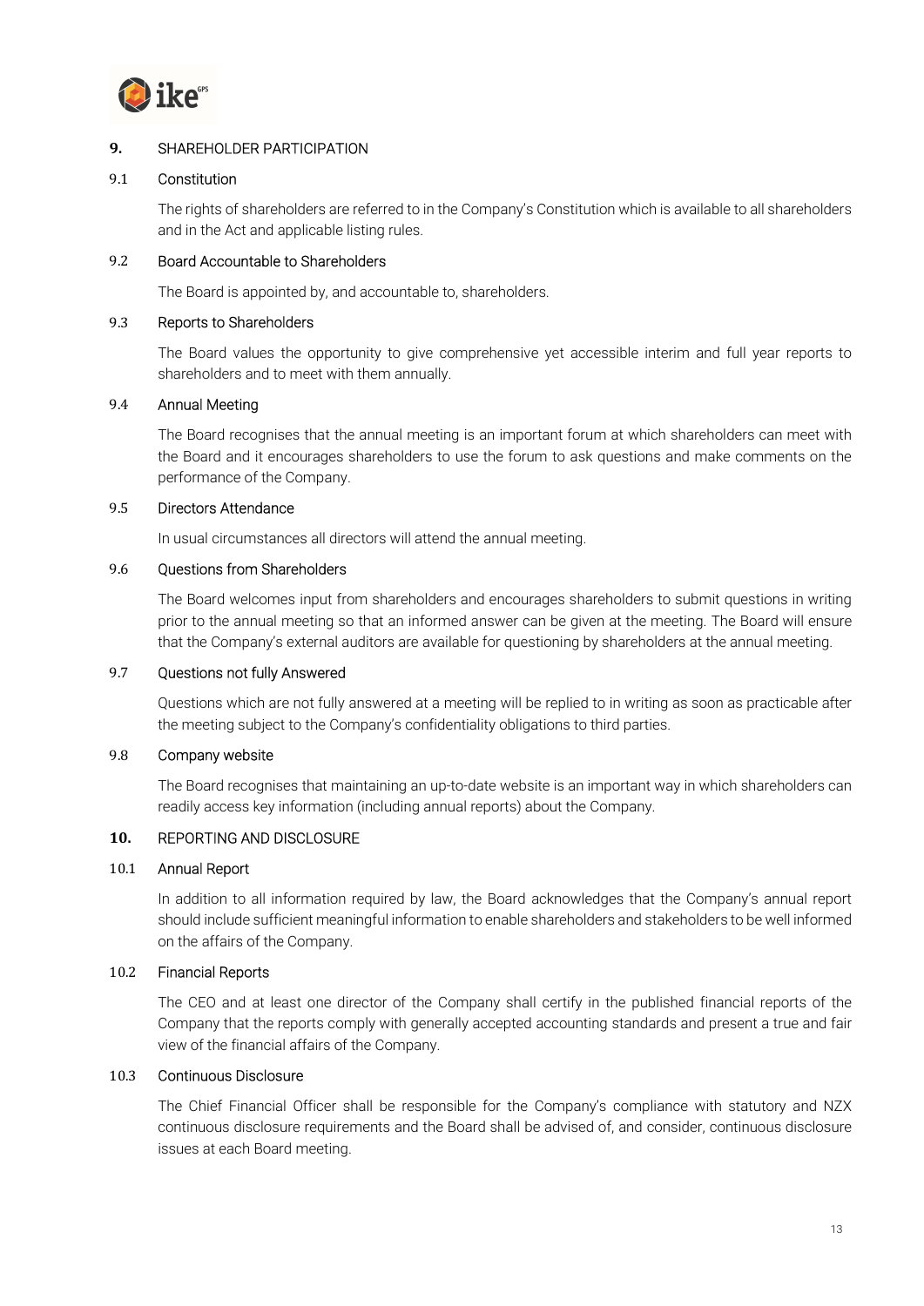## 9. SHAREHOLDER PARTICIPATION

### 9.1 Constitution

The rights of shareholders are referred to in the Company's Constitution which is available to all shareholders and in the Act and applicable listing rules.

### 9.2 Board Accountable to Shareholders

The Board is appointed by, and accountable to, shareholders.

### 9.3 Reports to Shareholders

The Board values the opportunity to give comprehensive yet accessible interim and full year reports to shareholders and to meet with them annually.

### 9.4 Annual Meeting

The Board recognises that the annual meeting is an important forum at which shareholders can meet with the Board and it encourages shareholders to use the forum to ask questions and make comments on the performance of the Company.

### 9.5 Directors Attendance

In usual circumstances all directors will attend the annual meeting.

### 9.6 Questions from Shareholders

The Board welcomes input from shareholders and encourages shareholders to submit questions in writing prior to the annual meeting so that an informed answer can be given at the meeting. The Board will ensure that the Company's external auditors are available for questioning by shareholders at the annual meeting.

### 9.7 Questions not fully Answered

Questions which are not fully answered at a meeting will be replied to in writing as soon as practicable after the meeting subject to the Company's confidentiality obligations to third parties.

### 9.8 Company website

The Board recognises that maintaining an up-to-date website is an important way in which shareholders can readily access key information (including annual reports) about the Company.

## 10. REPORTING AND DISCLOSURE

### 10.1 Annual Report

In addition to all information required by law, the Board acknowledges that the Company's annual report should include sufficient meaningful information to enable shareholders and stakeholders to be well informed on the affairs of the Company.

### 10.2 Financial Reports

The CEO and at least one director of the Company shall certify in the published financial reports of the Company that the reports comply with generally accepted accounting standards and present a true and fair view of the financial affairs of the Company.

### 10.3 Continuous Disclosure

The Chief Financial Officer shall be responsible for the Company's compliance with statutory and NZX continuous disclosure requirements and the Board shall be advised of, and consider, continuous disclosure issues at each Board meeting.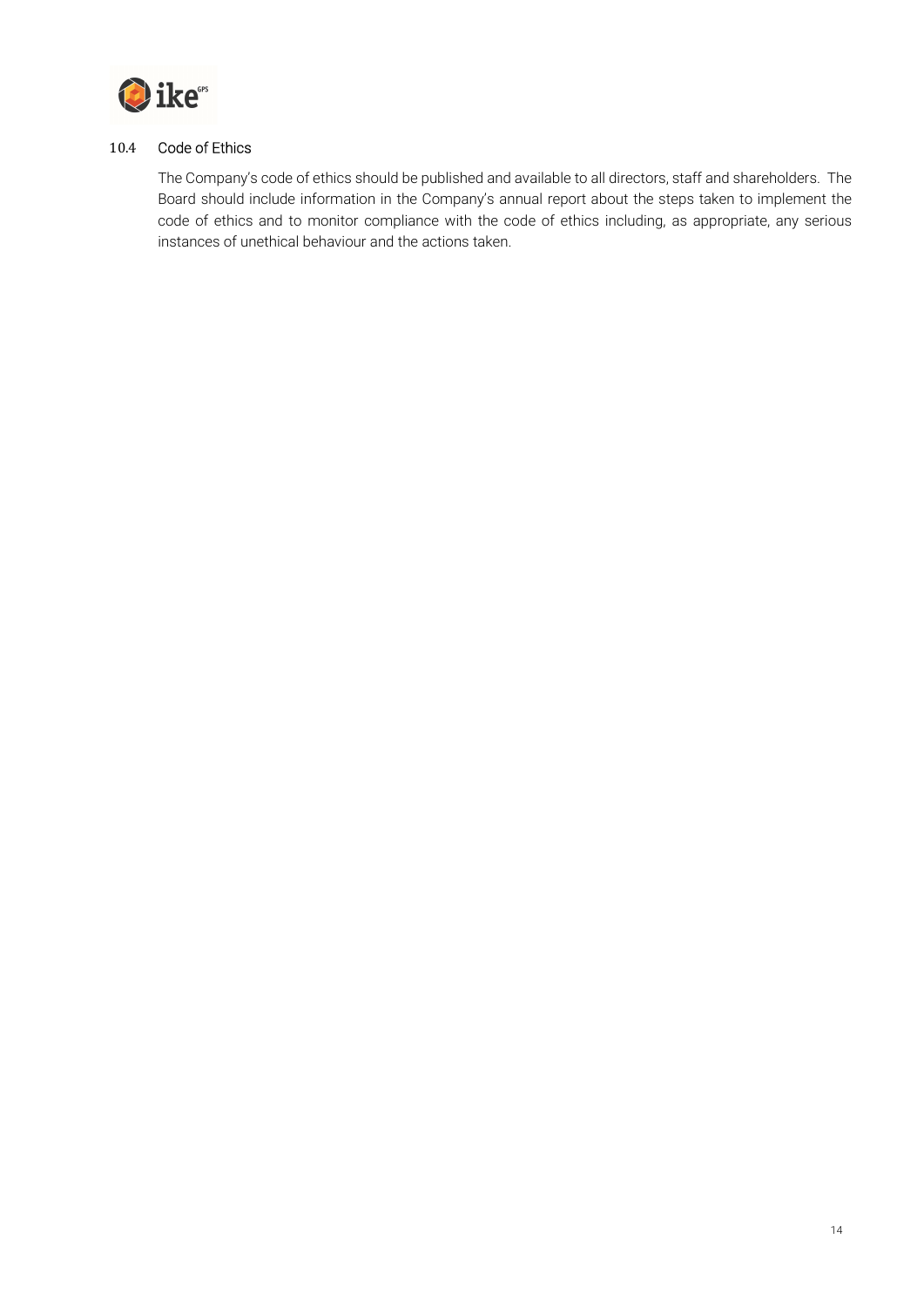### 10.4 Code of Ethics

The Company's code of ethics should be published and available to all directors, staff and shareholders. The Board should include information in the Company's annual report about the steps taken to implement the code of ethics and to monitor compliance with the code of ethics including, as appropriate, any serious instances of unethical behaviour and the actions taken.